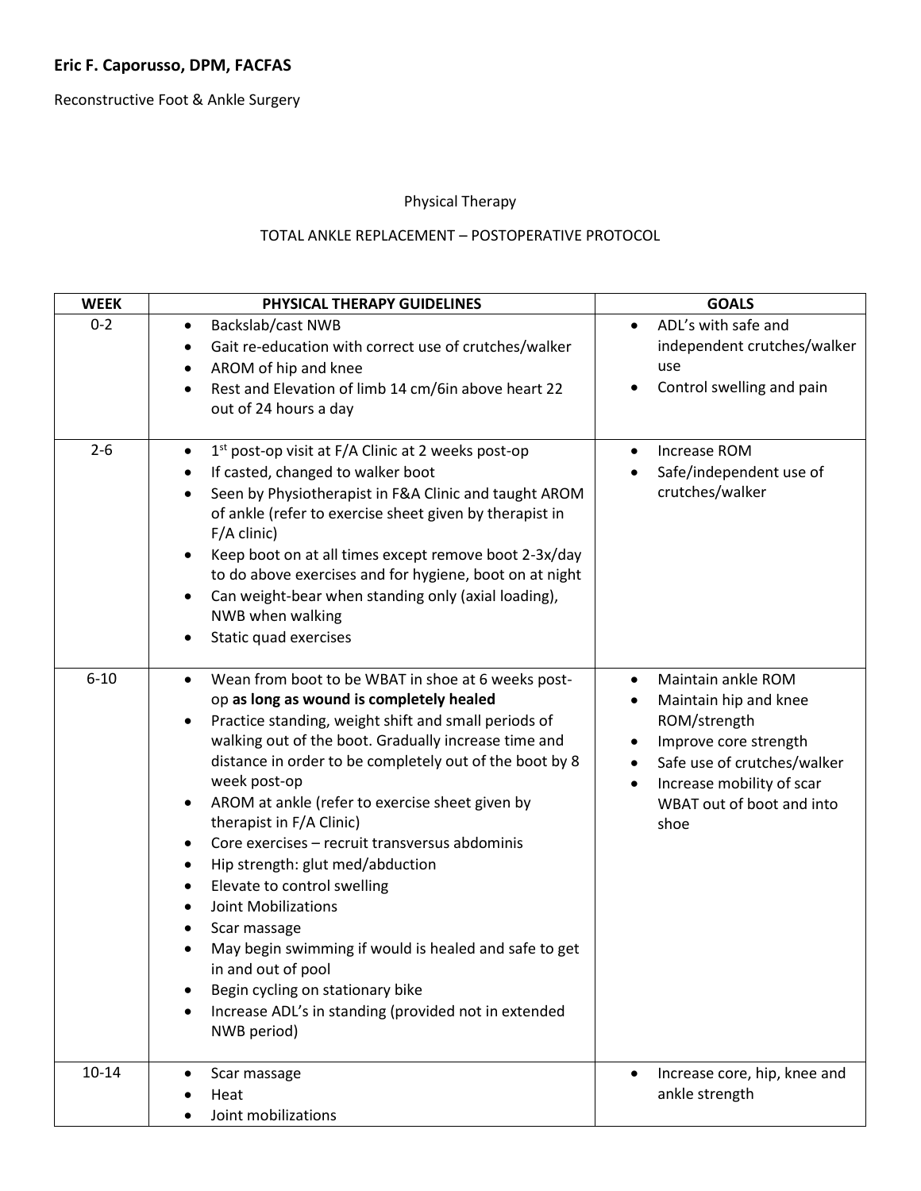**Eric F. Caporusso, DPM, FACFAS**

Reconstructive Foot & Ankle Surgery

Physical Therapy

TOTAL ANKLE REPLACEMENT – POSTOPERATIVE PROTOCOL

| WEEK | PHYSICAL THERAPY GUIDELINES | GOALS |
|---|---|---|
| 0-2 | • Backslab/cast NWB<br>• Gait re-education with correct use of crutches/walker<br>• AROM of hip and knee<br>• Rest and Elevation of limb 14 cm/6in above heart 22 out of 24 hours a day | • ADL's with safe and independent crutches/walker use<br>• Control swelling and pain |
| 2-6 | • 1st post-op visit at F/A Clinic at 2 weeks post-op<br>• If casted, changed to walker boot<br>• Seen by Physiotherapist in F&A Clinic and taught AROM of ankle (refer to exercise sheet given by therapist in F/A clinic)<br>• Keep boot on at all times except remove boot 2-3x/day to do above exercises and for hygiene, boot on at night<br>• Can weight-bear when standing only (axial loading), NWB when walking<br>• Static quad exercises | • Increase ROM<br>• Safe/independent use of crutches/walker |
| 6-10 | • Wean from boot to be WBAT in shoe at 6 weeks post-op **as long as wound is completely healed**<br>• Practice standing, weight shift and small periods of walking out of the boot. Gradually increase time and distance in order to be completely out of the boot by 8 week post-op<br>• AROM at ankle (refer to exercise sheet given by therapist in F/A Clinic)<br>• Core exercises – recruit transversus abdominis<br>• Hip strength: glut med/abduction<br>• Elevate to control swelling<br>• Joint Mobilizations<br>• Scar massage<br>• May begin swimming if would is healed and safe to get in and out of pool<br>• Begin cycling on stationary bike<br>• Increase ADL's in standing (provided not in extended NWB period) | • Maintain ankle ROM<br>• Maintain hip and knee ROM/strength<br>• Improve core strength<br>• Safe use of crutches/walker<br>• Increase mobility of scar WBAT out of boot and into shoe |
| 10-14 | • Scar massage<br>• Heat<br>• Joint mobilizations | • Increase core, hip, knee and ankle strength |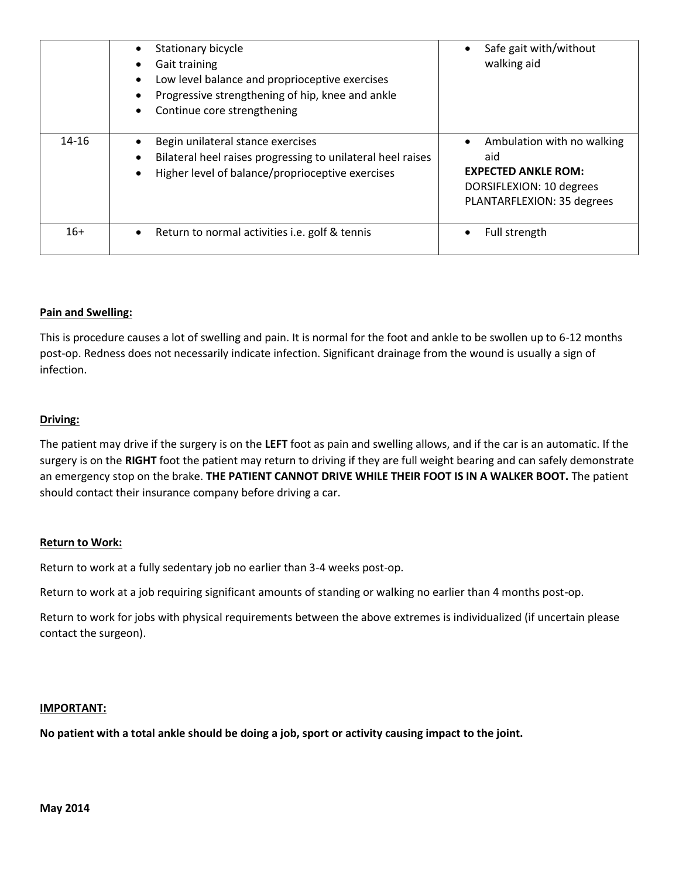| | | |
|---|---|---|
| | • Stationary bicycle<br>• Gait training<br>• Low level balance and proprioceptive exercises<br>• Progressive strengthening of hip, knee and ankle<br>• Continue core strengthening | • Safe gait with/without walking aid |
| 14-16 | • Begin unilateral stance exercises<br>• Bilateral heel raises progressing to unilateral heel raises<br>• Higher level of balance/proprioceptive exercises | • Ambulation with no walking aid<br>**EXPECTED ANKLE ROM:**<br>DORSIFLEXION: 10 degrees<br>PLANTARFLEXION: 35 degrees |
| 16+ | • Return to normal activities i.e. golf & tennis | • Full strength |

**Pain and Swelling:**

This is procedure causes a lot of swelling and pain. It is normal for the foot and ankle to be swollen up to 6-12 months post-op. Redness does not necessarily indicate infection. Significant drainage from the wound is usually a sign of infection.

**Driving:**

The patient may drive if the surgery is on the **LEFT** foot as pain and swelling allows, and if the car is an automatic. If the surgery is on the **RIGHT** foot the patient may return to driving if they are full weight bearing and can safely demonstrate an emergency stop on the brake. **THE PATIENT CANNOT DRIVE WHILE THEIR FOOT IS IN A WALKER BOOT.** The patient should contact their insurance company before driving a car.

**Return to Work:**

Return to work at a fully sedentary job no earlier than 3-4 weeks post-op.

Return to work at a job requiring significant amounts of standing or walking no earlier than 4 months post-op.

Return to work for jobs with physical requirements between the above extremes is individualized (if uncertain please contact the surgeon).

**IMPORTANT:**

**No patient with a total ankle should be doing a job, sport or activity causing impact to the joint.**

**May 2014**